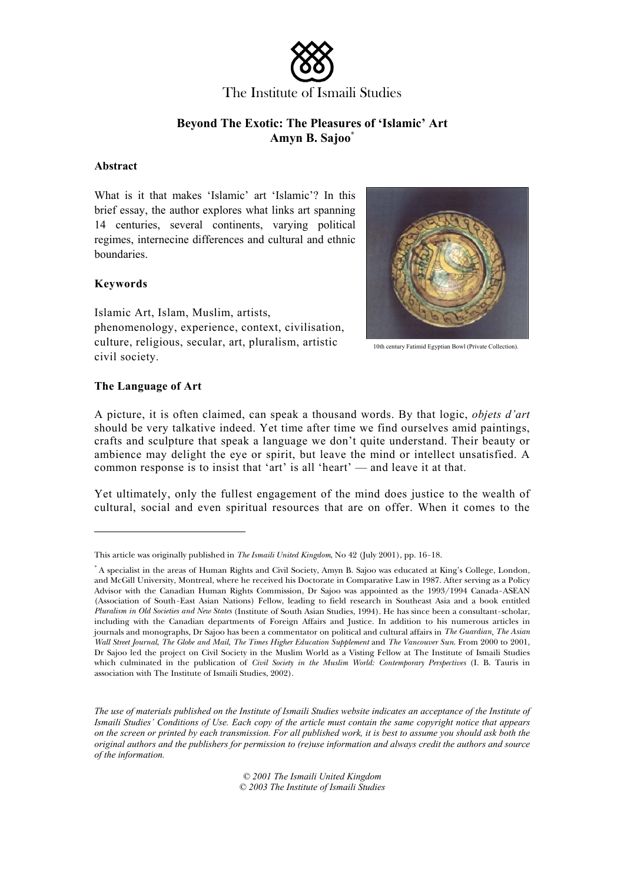The Institute of Ismaili Studies

# Beyond The Exotic: The Pleasures of 'Islamic' Art

**Amyn B. Sajoo***

### Abstract

What is it that makes 'Islamic' art 'Islamic'? In this brief essay, the author explores what links art spanning 14 centuries, several continents, varying political regimes, internecine differences and cultural and ethnic boundaries.

### Keywords

Islamic Art, Islam, Muslim, artists, phenomenology, experience, context, civilisation, culture, religious, secular, art, pluralism, artistic civil society.

10th century Fatimid Egyptian Bowl (Private Collection).

### The Language of Art

A picture, it is often claimed, can speak a thousand words. By that logic, *objets d'art* should be very talkative indeed. Yet time after time we find ourselves amid paintings, crafts and sculpture that speak a language we don't quite understand. Their beauty or ambience may delight the eye or spirit, but leave the mind or intellect unsatisfied. A common response is to insist that 'art' is all 'heart' — and leave it at that.

Yet ultimately, only the fullest engagement of the mind does justice to the wealth of cultural, social and even spiritual resources that are on offer. When it comes to the

---

This article was originally published in *The Ismaili United Kingdom*, No 42 (July 2001), pp. 16-18.

* A specialist in the areas of Human Rights and Civil Society, Amyn B. Sajoo was educated at King's College, London, and McGill University, Montreal, where he received his Doctorate in Comparative Law in 1987. After serving as a Policy Advisor with the Canadian Human Rights Commission, Dr Sajoo was appointed as the 1993/1994 Canada-ASEAN (Association of South-East Asian Nations) Fellow, leading to field research in Southeast Asia and a book entitled *Pluralism in Old Societies and New States* (Institute of South Asian Studies, 1994). He has since been a consultant-scholar, including with the Canadian departments of Foreign Affairs and Justice. In addition to his numerous articles in journals and monographs, Dr Sajoo has been a commentator on political and cultural affairs in *The Guardian*, *The Asian Wall Street Journal*, *The Globe and Mail*, *The Times Higher Education Supplement* and *The Vancouver Sun*. From 2000 to 2001, Dr Sajoo led the project on Civil Society in the Muslim World as a Visting Fellow at The Institute of Ismaili Studies which culminated in the publication of *Civil Society in the Muslim World: Contemporary Perspectives* (I. B. Tauris in association with The Institute of Ismaili Studies, 2002).

*The use of materials published on the Institute of Ismaili Studies website indicates an acceptance of the Institute of Ismaili Studies' Conditions of Use. Each copy of the article must contain the same copyright notice that appears on the screen or printed by each transmission. For all published work, it is best to assume you should ask both the original authors and the publishers for permission to (re)use information and always credit the authors and source of the information.*

*© 2001 The Ismaili United Kingdom*
*© 2003 The Institute of Ismaili Studies*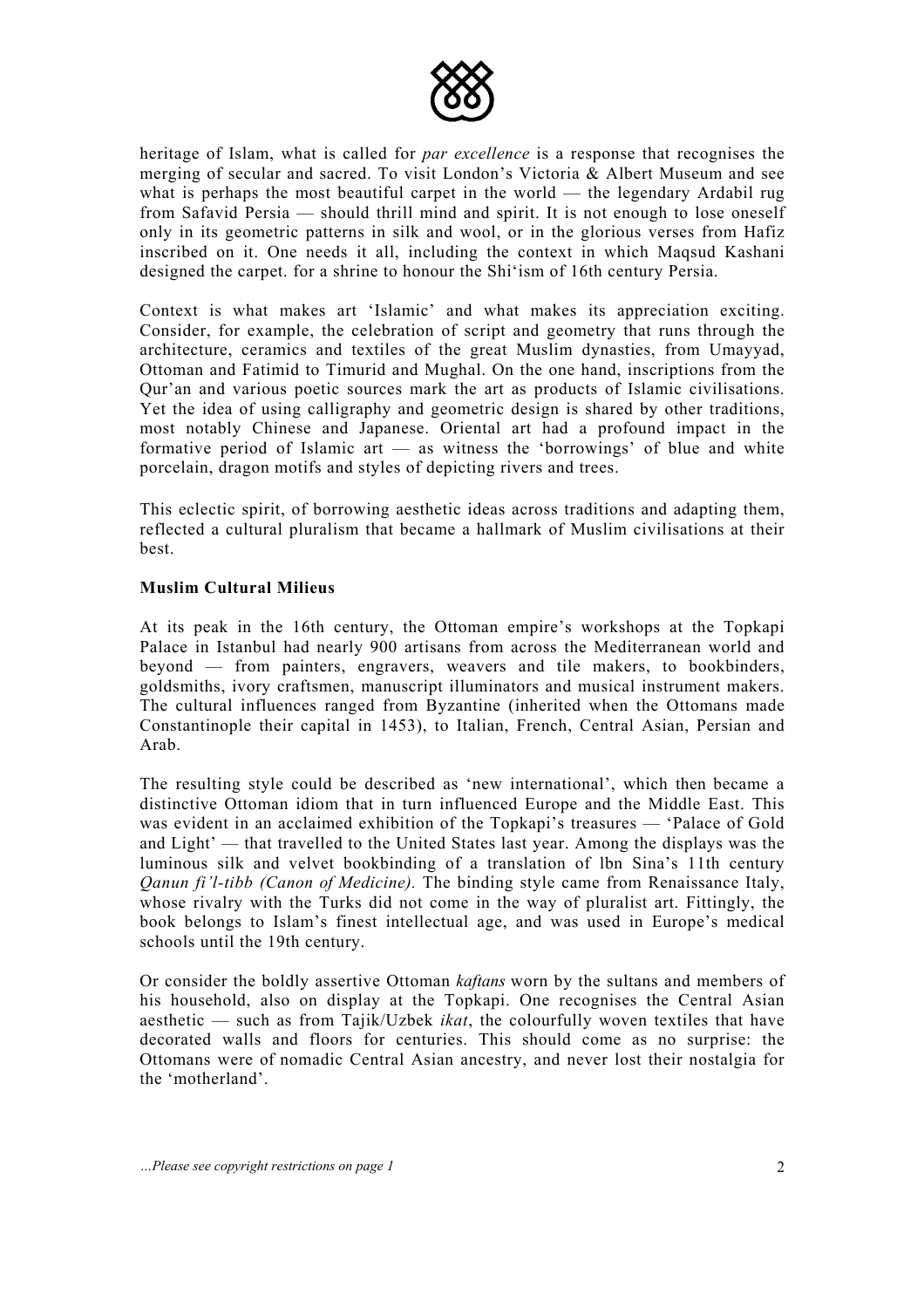heritage of Islam, what is called for *par excellence* is a response that recognises the merging of secular and sacred. To visit London's Victoria & Albert Museum and see what is perhaps the most beautiful carpet in the world — the legendary Ardabil rug from Safavid Persia — should thrill mind and spirit. It is not enough to lose oneself only in its geometric patterns in silk and wool, or in the glorious verses from Hafiz inscribed on it. One needs it all, including the context in which Maqsud Kashani designed the carpet. for a shrine to honour the Shi'ism of 16th century Persia.

Context is what makes art 'Islamic' and what makes its appreciation exciting. Consider, for example, the celebration of script and geometry that runs through the architecture, ceramics and textiles of the great Muslim dynasties, from Umayyad, Ottoman and Fatimid to Timurid and Mughal. On the one hand, inscriptions from the Qur'an and various poetic sources mark the art as products of Islamic civilisations. Yet the idea of using calligraphy and geometric design is shared by other traditions, most notably Chinese and Japanese. Oriental art had a profound impact in the formative period of Islamic art — as witness the 'borrowings' of blue and white porcelain, dragon motifs and styles of depicting rivers and trees.

This eclectic spirit, of borrowing aesthetic ideas across traditions and adapting them, reflected a cultural pluralism that became a hallmark of Muslim civilisations at their best.

**Muslim Cultural Milieus**

At its peak in the 16th century, the Ottoman empire's workshops at the Topkapi Palace in Istanbul had nearly 900 artisans from across the Mediterranean world and beyond — from painters, engravers, weavers and tile makers, to bookbinders, goldsmiths, ivory craftsmen, manuscript illuminators and musical instrument makers. The cultural influences ranged from Byzantine (inherited when the Ottomans made Constantinople their capital in 1453), to Italian, French, Central Asian, Persian and Arab.

The resulting style could be described as 'new international', which then became a distinctive Ottoman idiom that in turn influenced Europe and the Middle East. This was evident in an acclaimed exhibition of the Topkapi's treasures — 'Palace of Gold and Light' — that travelled to the United States last year. Among the displays was the luminous silk and velvet bookbinding of a translation of Ibn Sina's 11th century *Qanun fi'l-tibb (Canon of Medicine).* The binding style came from Renaissance Italy, whose rivalry with the Turks did not come in the way of pluralist art. Fittingly, the book belongs to Islam's finest intellectual age, and was used in Europe's medical schools until the 19th century.

Or consider the boldly assertive Ottoman *kaftans* worn by the sultans and members of his household, also on display at the Topkapi. One recognises the Central Asian aesthetic — such as from Tajik/Uzbek *ikat*, the colourfully woven textiles that have decorated walls and floors for centuries. This should come as no surprise: the Ottomans were of nomadic Central Asian ancestry, and never lost their nostalgia for the 'motherland'.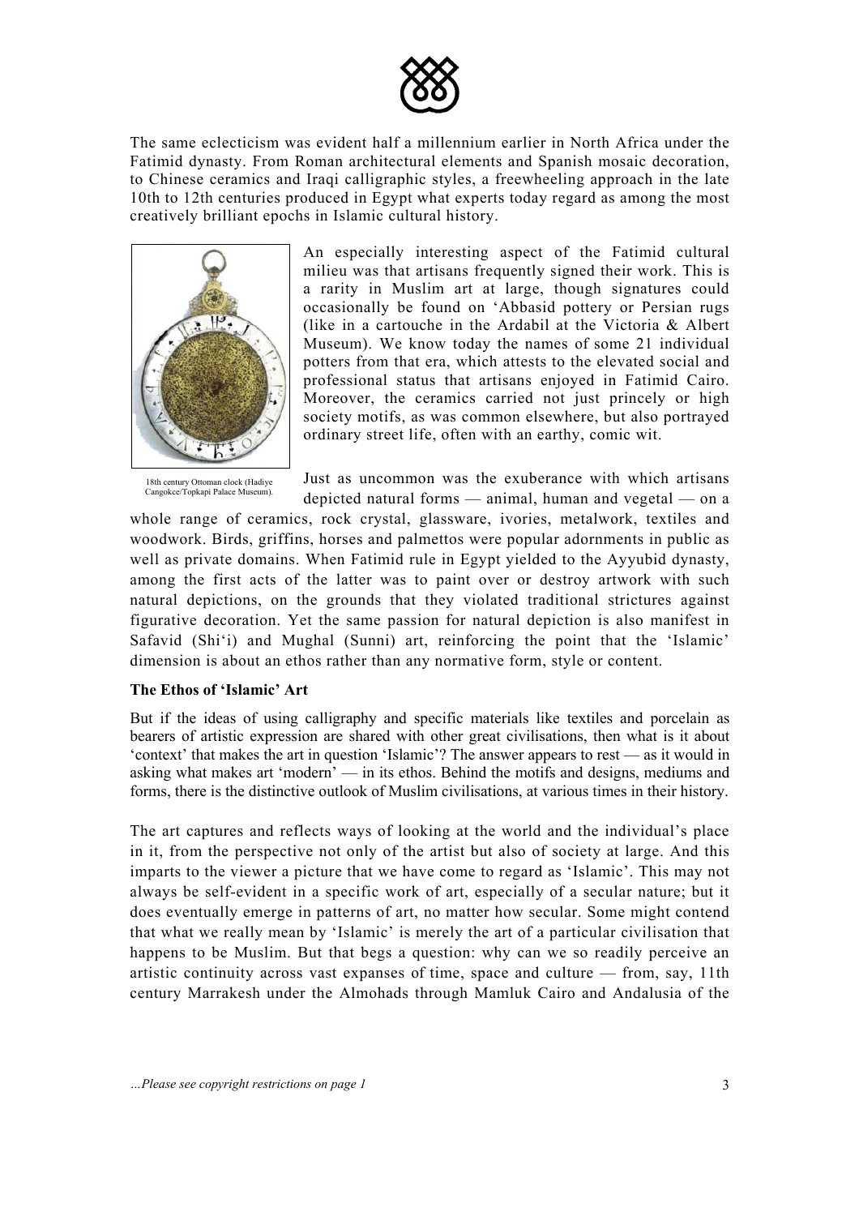The same eclecticism was evident half a millennium earlier in North Africa under the Fatimid dynasty. From Roman architectural elements and Spanish mosaic decoration, to Chinese ceramics and Iraqi calligraphic styles, a freewheeling approach in the late 10th to 12th centuries produced in Egypt what experts today regard as among the most creatively brilliant epochs in Islamic cultural history.

18th century Ottoman clock (Hadiye Cangokce/Topkapi Palace Museum).

An especially interesting aspect of the Fatimid cultural milieu was that artisans frequently signed their work. This is a rarity in Muslim art at large, though signatures could occasionally be found on 'Abbasid pottery or Persian rugs (like in a cartouche in the Ardabil at the Victoria & Albert Museum). We know today the names of some 21 individual potters from that era, which attests to the elevated social and professional status that artisans enjoyed in Fatimid Cairo. Moreover, the ceramics carried not just princely or high society motifs, as was common elsewhere, but also portrayed ordinary street life, often with an earthy, comic wit.

Just as uncommon was the exuberance with which artisans depicted natural forms — animal, human and vegetal — on a whole range of ceramics, rock crystal, glassware, ivories, metalwork, textiles and woodwork. Birds, griffins, horses and palmettos were popular adornments in public as well as private domains. When Fatimid rule in Egypt yielded to the Ayyubid dynasty, among the first acts of the latter was to paint over or destroy artwork with such natural depictions, on the grounds that they violated traditional strictures against figurative decoration. Yet the same passion for natural depiction is also manifest in Safavid (Shi'i) and Mughal (Sunni) art, reinforcing the point that the 'Islamic' dimension is about an ethos rather than any normative form, style or content.

**The Ethos of 'Islamic' Art**

But if the ideas of using calligraphy and specific materials like textiles and porcelain as bearers of artistic expression are shared with other great civilisations, then what is it about 'context' that makes the art in question 'Islamic'? The answer appears to rest — as it would in asking what makes art 'modern' — in its ethos. Behind the motifs and designs, mediums and forms, there is the distinctive outlook of Muslim civilisations, at various times in their history.

The art captures and reflects ways of looking at the world and the individual's place in it, from the perspective not only of the artist but also of society at large. And this imparts to the viewer a picture that we have come to regard as 'Islamic'. This may not always be self-evident in a specific work of art, especially of a secular nature; but it does eventually emerge in patterns of art, no matter how secular. Some might contend that what we really mean by 'Islamic' is merely the art of a particular civilisation that happens to be Muslim. But that begs a question: why can we so readily perceive an artistic continuity across vast expanses of time, space and culture — from, say, 11th century Marrakesh under the Almohads through Mamluk Cairo and Andalusia of the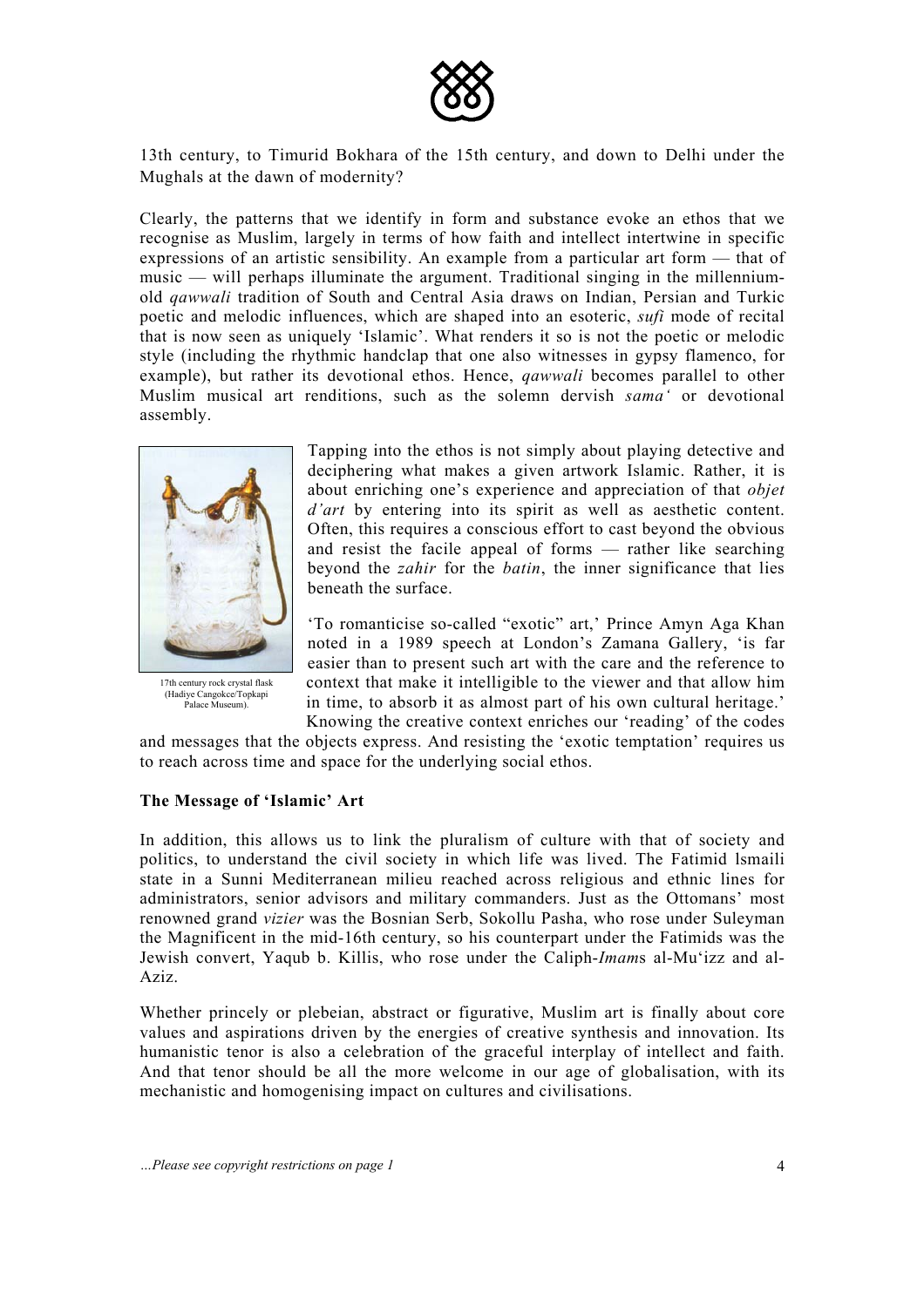13th century, to Timurid Bokhara of the 15th century, and down to Delhi under the Mughals at the dawn of modernity?

Clearly, the patterns that we identify in form and substance evoke an ethos that we recognise as Muslim, largely in terms of how faith and intellect intertwine in specific expressions of an artistic sensibility. An example from a particular art form — that of music — will perhaps illuminate the argument. Traditional singing in the millennium-old *qawwali* tradition of South and Central Asia draws on Indian, Persian and Turkic poetic and melodic influences, which are shaped into an esoteric, *sufi* mode of recital that is now seen as uniquely 'Islamic'. What renders it so is not the poetic or melodic style (including the rhythmic handclap that one also witnesses in gypsy flamenco, for example), but rather its devotional ethos. Hence, *qawwali* becomes parallel to other Muslim musical art renditions, such as the solemn dervish *sama'* or devotional assembly.

17th century rock crystal flask (Hadiye Cangokce/Topkapi Palace Museum).

Tapping into the ethos is not simply about playing detective and deciphering what makes a given artwork Islamic. Rather, it is about enriching one's experience and appreciation of that *objet d'art* by entering into its spirit as well as aesthetic content. Often, this requires a conscious effort to cast beyond the obvious and resist the facile appeal of forms — rather like searching beyond the *zahir* for the *batin*, the inner significance that lies beneath the surface.

'To romanticise so-called "exotic" art,' Prince Amyn Aga Khan noted in a 1989 speech at London's Zamana Gallery, 'is far easier than to present such art with the care and the reference to context that make it intelligible to the viewer and that allow him in time, to absorb it as almost part of his own cultural heritage.' Knowing the creative context enriches our 'reading' of the codes and messages that the objects express. And resisting the 'exotic temptation' requires us to reach across time and space for the underlying social ethos.

**The Message of 'Islamic' Art**

In addition, this allows us to link the pluralism of culture with that of society and politics, to understand the civil society in which life was lived. The Fatimid Ismaili state in a Sunni Mediterranean milieu reached across religious and ethnic lines for administrators, senior advisors and military commanders. Just as the Ottomans' most renowned grand *vizier* was the Bosnian Serb, Sokollu Pasha, who rose under Suleyman the Magnificent in the mid-16th century, so his counterpart under the Fatimids was the Jewish convert, Yaqub b. Killis, who rose under the Caliph-*Imam*s al-Mu'izz and al-Aziz.

Whether princely or plebeian, abstract or figurative, Muslim art is finally about core values and aspirations driven by the energies of creative synthesis and innovation. Its humanistic tenor is also a celebration of the graceful interplay of intellect and faith. And that tenor should be all the more welcome in our age of globalisation, with its mechanistic and homogenising impact on cultures and civilisations.

*...Please see copyright restrictions on page 1*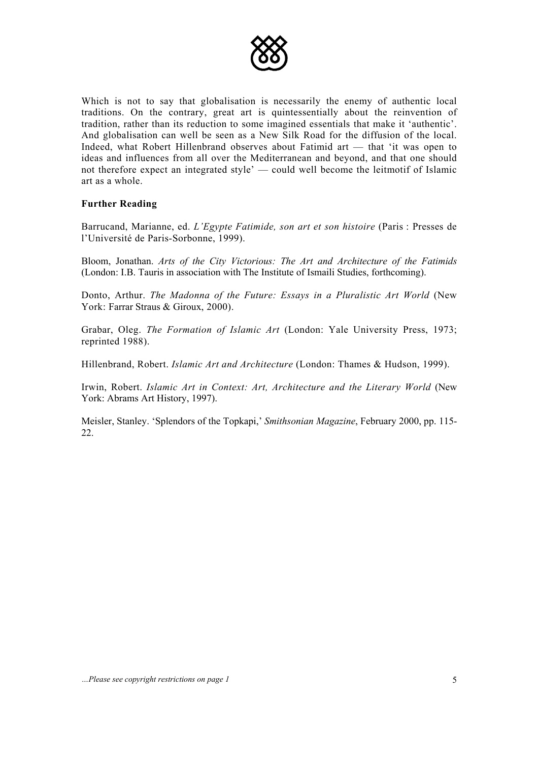Which is not to say that globalisation is necessarily the enemy of authentic local traditions. On the contrary, great art is quintessentially about the reinvention of tradition, rather than its reduction to some imagined essentials that make it 'authentic'. And globalisation can well be seen as a New Silk Road for the diffusion of the local. Indeed, what Robert Hillenbrand observes about Fatimid art — that 'it was open to ideas and influences from all over the Mediterranean and beyond, and that one should not therefore expect an integrated style' — could well become the leitmotif of Islamic art as a whole.

**Further Reading**

Barrucand, Marianne, ed. *L'Egypte Fatimide, son art et son histoire* (Paris : Presses de l'Université de Paris-Sorbonne, 1999).

Bloom, Jonathan. *Arts of the City Victorious: The Art and Architecture of the Fatimids* (London: I.B. Tauris in association with The Institute of Ismaili Studies, forthcoming).

Donto, Arthur. *The Madonna of the Future: Essays in a Pluralistic Art World* (New York: Farrar Straus & Giroux, 2000).

Grabar, Oleg. *The Formation of Islamic Art* (London: Yale University Press, 1973; reprinted 1988).

Hillenbrand, Robert. *Islamic Art and Architecture* (London: Thames & Hudson, 1999).

Irwin, Robert. *Islamic Art in Context: Art, Architecture and the Literary World* (New York: Abrams Art History, 1997).

Meisler, Stanley. 'Splendors of the Topkapi,' *Smithsonian Magazine*, February 2000, pp. 115-22.